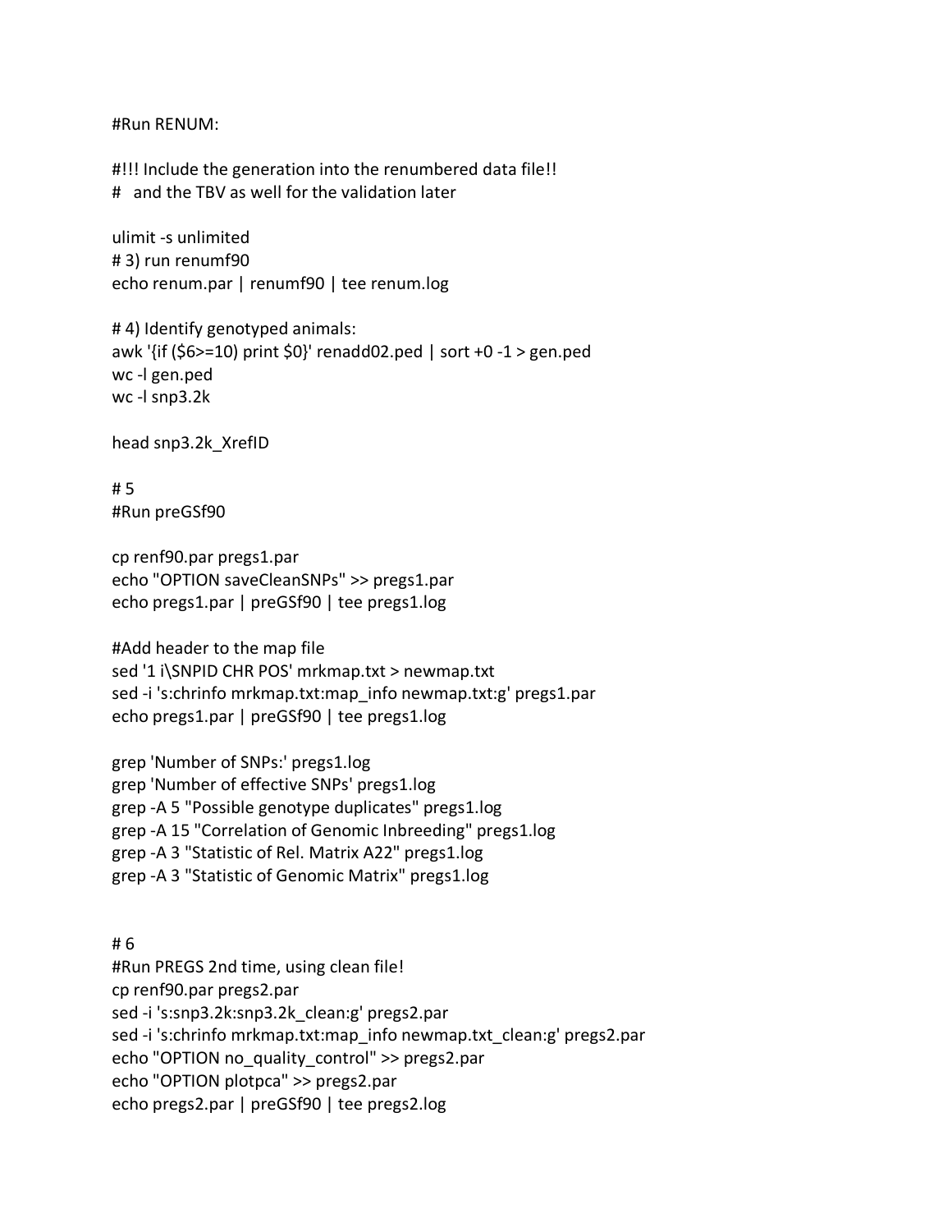```
#Run RENUM:

#!!! Include the generation into the renumbered data file!!
#   and the TBV as well for the validation later

ulimit -s unlimited
# 3) run renumf90
echo renum.par | renumf90 | tee renum.log

# 4) Identify genotyped animals:
awk '{if ($6>=10) print $0}' renadd02.ped | sort +0 -1 > gen.ped
wc -l gen.ped
wc -l snp3.2k

head snp3.2k_XrefID

# 5
#Run preGSf90

cp renf90.par pregs1.par
echo "OPTION saveCleanSNPs" >> pregs1.par
echo pregs1.par | preGSf90 | tee pregs1.log

#Add header to the map file
sed '1 i\SNPID CHR POS' mrkmap.txt > newmap.txt
sed -i 's:chrinfo mrkmap.txt:map_info newmap.txt:g' pregs1.par
echo pregs1.par | preGSf90 | tee pregs1.log

grep 'Number of SNPs:' pregs1.log
grep 'Number of effective SNPs' pregs1.log
grep -A 5 "Possible genotype duplicates" pregs1.log
grep -A 15 "Correlation of Genomic Inbreeding" pregs1.log
grep -A 3 "Statistic of Rel. Matrix A22" pregs1.log
grep -A 3 "Statistic of Genomic Matrix" pregs1.log


# 6
#Run PREGS 2nd time, using clean file!
cp renf90.par pregs2.par
sed -i 's:snp3.2k:snp3.2k_clean:g' pregs2.par
sed -i 's:chrinfo mrkmap.txt:map_info newmap.txt_clean:g' pregs2.par
echo "OPTION no_quality_control" >> pregs2.par
echo "OPTION plotpca" >> pregs2.par
echo pregs2.par | preGSf90 | tee pregs2.log
```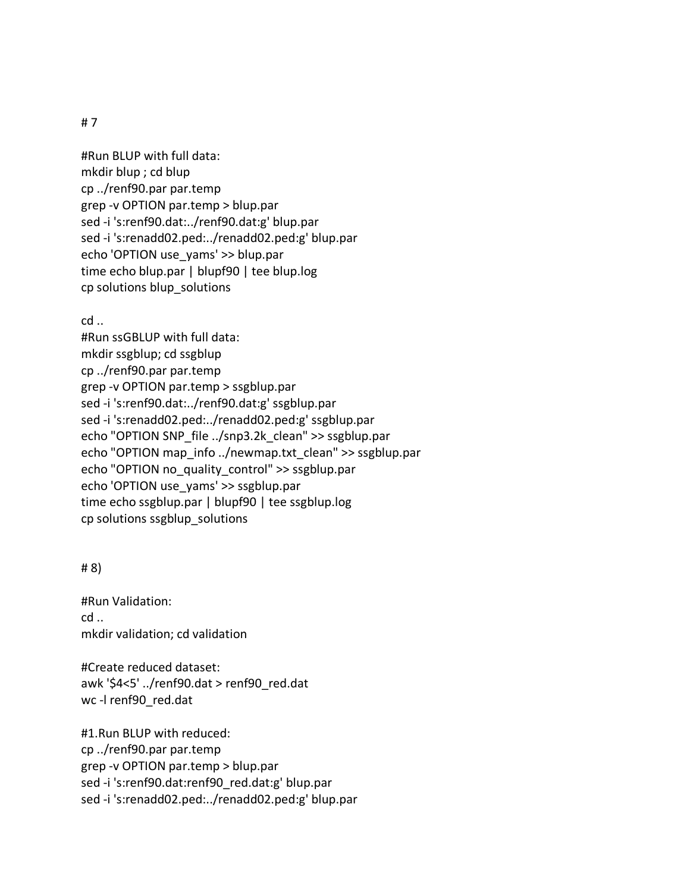# 7

```
#Run BLUP with full data:
mkdir blup ; cd blup
cp ../renf90.par par.temp
grep -v OPTION par.temp > blup.par
sed -i 's:renf90.dat:../renf90.dat:g' blup.par
sed -i 's:renadd02.ped:../renadd02.ped:g' blup.par
echo 'OPTION use_yams' >> blup.par
time echo blup.par | blupf90 | tee blup.log
cp solutions blup_solutions

cd ..
#Run ssGBLUP with full data:
mkdir ssgblup; cd ssgblup
cp ../renf90.par par.temp
grep -v OPTION par.temp > ssgblup.par
sed -i 's:renf90.dat:../renf90.dat:g' ssgblup.par
sed -i 's:renadd02.ped:../renadd02.ped:g' ssgblup.par
echo "OPTION SNP_file ../snp3.2k_clean" >> ssgblup.par
echo "OPTION map_info ../newmap.txt_clean" >> ssgblup.par
echo "OPTION no_quality_control" >> ssgblup.par
echo 'OPTION use_yams' >> ssgblup.par
time echo ssgblup.par | blupf90 | tee ssgblup.log
cp solutions ssgblup_solutions
```

# 8)

```
#Run Validation:
cd ..
mkdir validation; cd validation

#Create reduced dataset:
awk '$4<5' ../renf90.dat > renf90_red.dat
wc -l renf90_red.dat

#1.Run BLUP with reduced:
cp ../renf90.par par.temp
grep -v OPTION par.temp > blup.par
sed -i 's:renf90.dat:renf90_red.dat:g' blup.par
sed -i 's:renadd02.ped:../renadd02.ped:g' blup.par
```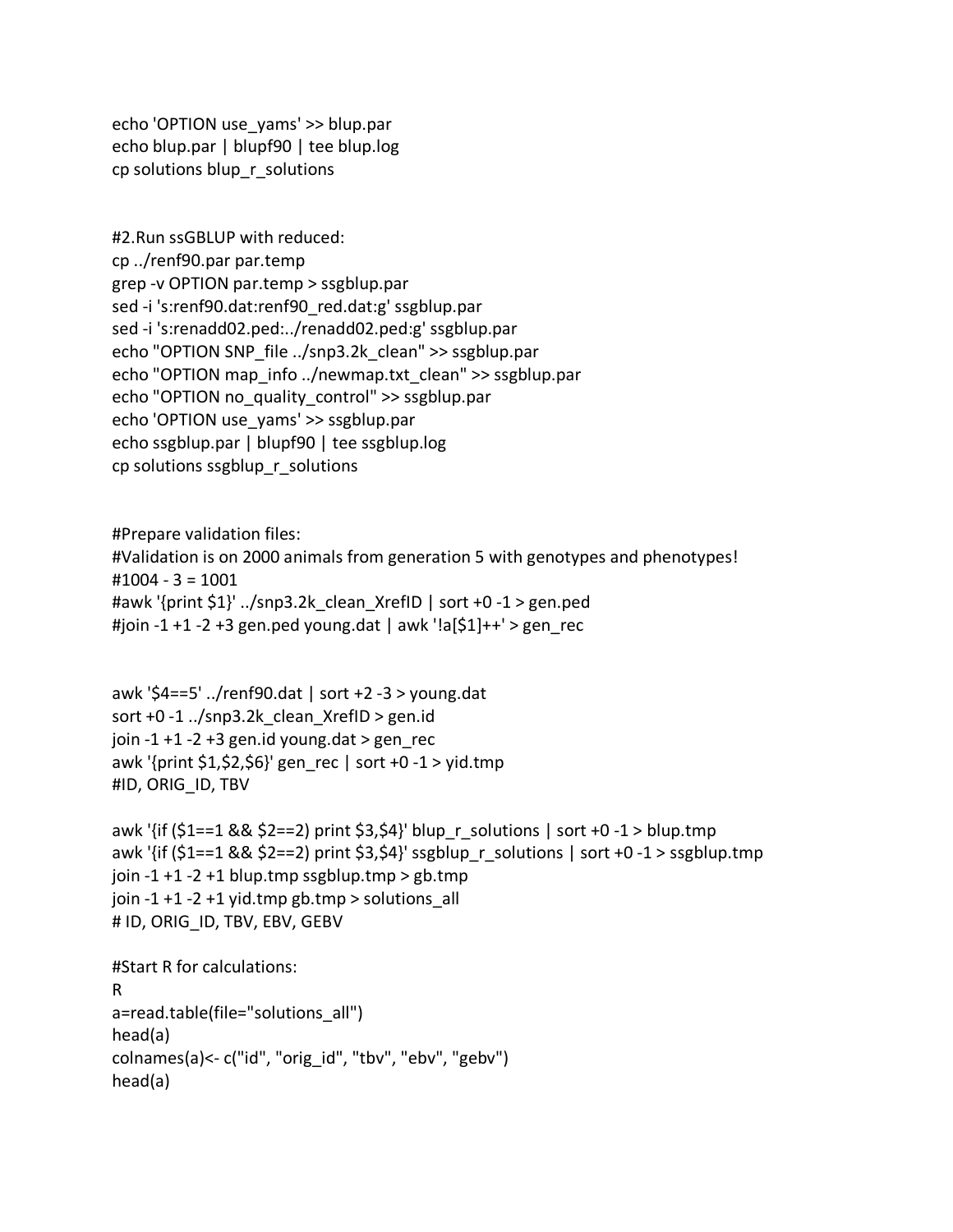```
echo 'OPTION use_yams' >> blup.par
echo blup.par | blupf90 | tee blup.log
cp solutions blup_r_solutions


#2.Run ssGBLUP with reduced:
cp ../renf90.par par.temp
grep -v OPTION par.temp > ssgblup.par
sed -i 's:renf90.dat:renf90_red.dat:g' ssgblup.par
sed -i 's:renadd02.ped:../renadd02.ped:g' ssgblup.par
echo "OPTION SNP_file ../snp3.2k_clean" >> ssgblup.par
echo "OPTION map_info ../newmap.txt_clean" >> ssgblup.par
echo "OPTION no_quality_control" >> ssgblup.par
echo 'OPTION use_yams' >> ssgblup.par
echo ssgblup.par | blupf90 | tee ssgblup.log
cp solutions ssgblup_r_solutions


#Prepare validation files:
#Validation is on 2000 animals from generation 5 with genotypes and phenotypes!
#1004 - 3 = 1001
#awk '{print $1}' ../snp3.2k_clean_XrefID | sort +0 -1 > gen.ped
#join -1 +1 -2 +3 gen.ped young.dat | awk '!a[$1]++' > gen_rec


awk '$4==5' ../renf90.dat | sort +2 -3 > young.dat
sort +0 -1 ../snp3.2k_clean_XrefID > gen.id
join -1 +1 -2 +3 gen.id young.dat > gen_rec
awk '{print $1,$2,$6}' gen_rec | sort +0 -1 > yid.tmp
#ID, ORIG_ID, TBV

awk '{if ($1==1 && $2==2) print $3,$4}' blup_r_solutions | sort +0 -1 > blup.tmp
awk '{if ($1==1 && $2==2) print $3,$4}' ssgblup_r_solutions | sort +0 -1 > ssgblup.tmp
join -1 +1 -2 +1 blup.tmp ssgblup.tmp > gb.tmp
join -1 +1 -2 +1 yid.tmp gb.tmp > solutions_all
# ID, ORIG_ID, TBV, EBV, GEBV

#Start R for calculations:
R
a=read.table(file="solutions_all")
head(a)
colnames(a)<- c("id", "orig_id", "tbv", "ebv", "gebv")
head(a)
```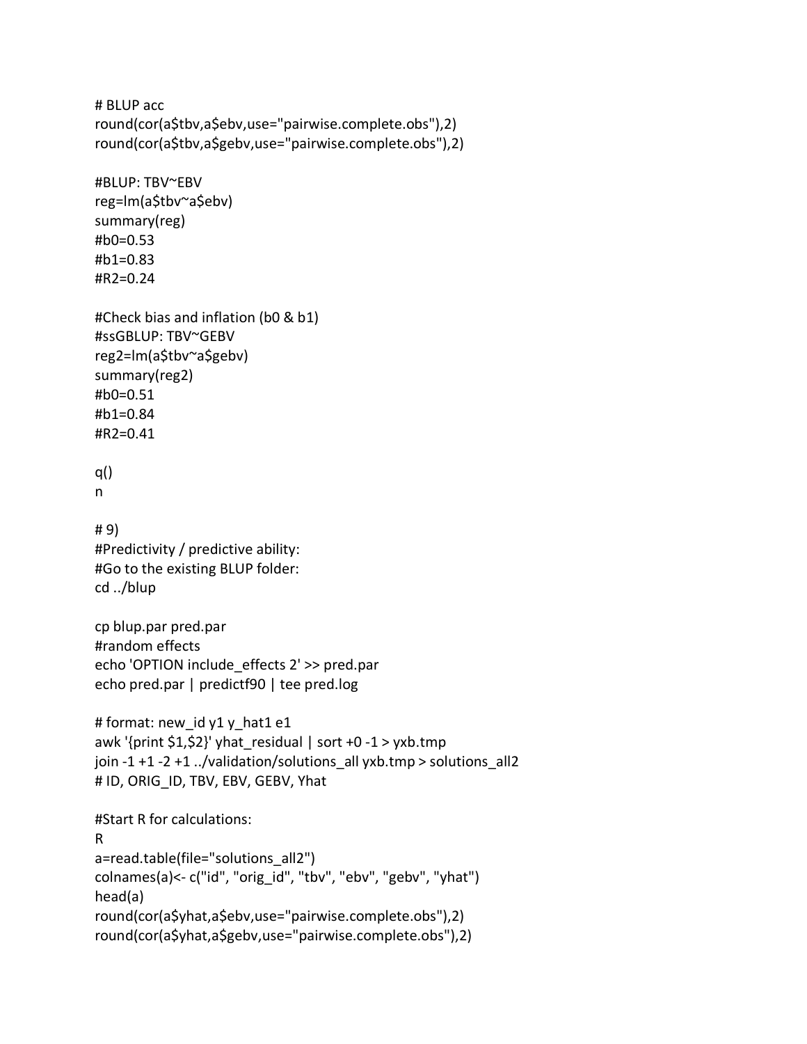```
# BLUP acc
round(cor(a$tbv,a$ebv,use="pairwise.complete.obs"),2)
round(cor(a$tbv,a$gebv,use="pairwise.complete.obs"),2)

#BLUP: TBV~EBV
reg=lm(a$tbv~a$ebv)
summary(reg)
#b0=0.53
#b1=0.83
#R2=0.24

#Check bias and inflation (b0 & b1)
#ssGBLUP: TBV~GEBV
reg2=lm(a$tbv~a$gebv)
summary(reg2)
#b0=0.51
#b1=0.84
#R2=0.41

q()
n

# 9)
#Predictivity / predictive ability:
#Go to the existing BLUP folder:
cd ../blup

cp blup.par pred.par
#random effects
echo 'OPTION include_effects 2' >> pred.par
echo pred.par | predictf90 | tee pred.log

# format: new_id y1 y_hat1 e1
awk '{print $1,$2}' yhat_residual | sort +0 -1 > yxb.tmp
join -1 +1 -2 +1 ../validation/solutions_all yxb.tmp > solutions_all2
# ID, ORIG_ID, TBV, EBV, GEBV, Yhat

#Start R for calculations:
R
a=read.table(file="solutions_all2")
colnames(a)<- c("id", "orig_id", "tbv", "ebv", "gebv", "yhat")
head(a)
round(cor(a$yhat,a$ebv,use="pairwise.complete.obs"),2)
round(cor(a$yhat,a$gebv,use="pairwise.complete.obs"),2)
```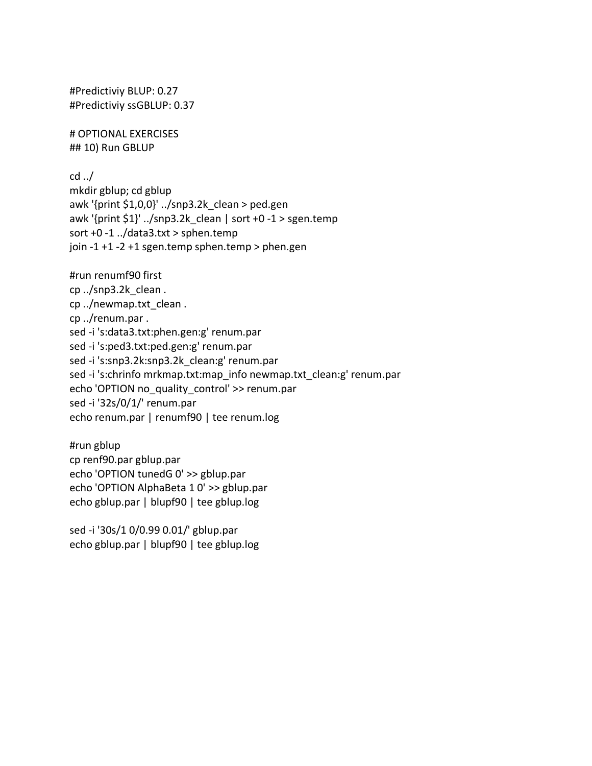```
#Predictiviy BLUP: 0.27
#Predictiviy ssGBLUP: 0.37

# OPTIONAL EXERCISES
## 10) Run GBLUP

cd ../
mkdir gblup; cd gblup
awk '{print $1,0,0}' ../snp3.2k_clean > ped.gen
awk '{print $1}' ../snp3.2k_clean | sort +0 -1 > sgen.temp
sort +0 -1 ../data3.txt > sphen.temp
join -1 +1 -2 +1 sgen.temp sphen.temp > phen.gen

#run renumf90 first
cp ../snp3.2k_clean .
cp ../newmap.txt_clean .
cp ../renum.par .
sed -i 's:data3.txt:phen.gen:g' renum.par
sed -i 's:ped3.txt:ped.gen:g' renum.par
sed -i 's:snp3.2k:snp3.2k_clean:g' renum.par
sed -i 's:chrinfo mrkmap.txt:map_info newmap.txt_clean:g' renum.par
echo 'OPTION no_quality_control' >> renum.par
sed -i '32s/0/1/' renum.par
echo renum.par | renumf90 | tee renum.log

#run gblup
cp renf90.par gblup.par
echo 'OPTION tunedG 0' >> gblup.par
echo 'OPTION AlphaBeta 1 0' >> gblup.par
echo gblup.par | blupf90 | tee gblup.log

sed -i '30s/1 0/0.99 0.01/' gblup.par
echo gblup.par | blupf90 | tee gblup.log
```